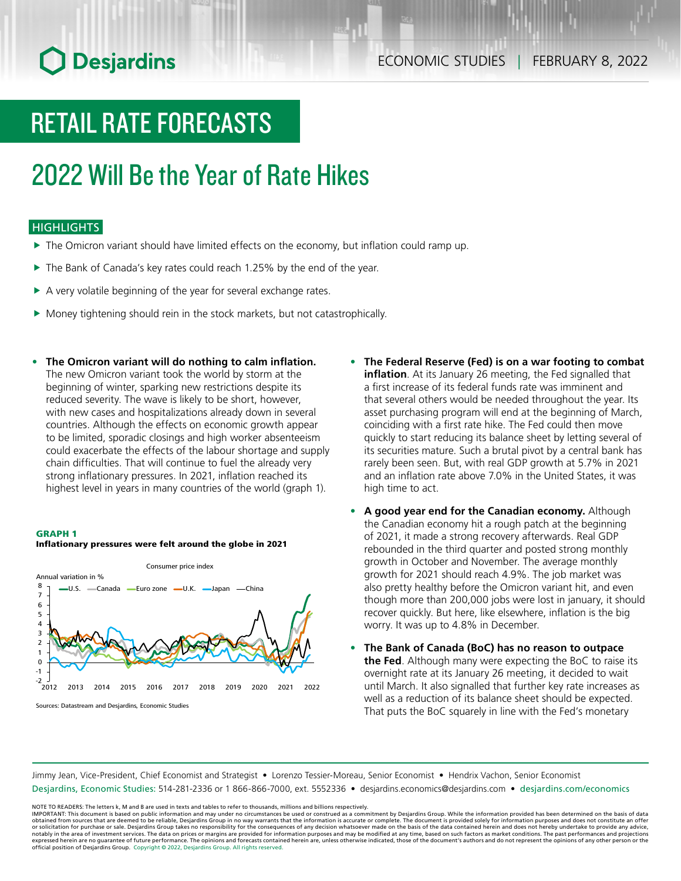# RETAIL RATE FORECASTS

## 2022 Will Be the Year of Rate Hikes

### HIGHLIGHTS

- The Omicron variant should have limited effects on the economy, but inflation could ramp up.
- The Bank of Canada's key rates could reach 1.25% by the end of the year.
- A very volatile beginning of the year for several exchange rates.
- Money tightening should rein in the stock markets, but not catastrophically.

- **The Omicron variant will do nothing to calm inflation.** The new Omicron variant took the world by storm at the beginning of winter, sparking new restrictions despite its reduced severity. The wave is likely to be short, however, with new cases and hospitalizations already down in several countries. Although the effects on economic growth appear to be limited, sporadic closings and high worker absenteeism could exacerbate the effects of the labour shortage and supply chain difficulties. That will continue to fuel the already very strong inflationary pressures. In 2021, inflation reached its highest level in years in many countries of the world (graph 1).

**GRAPH 1**
**Inflationary pressures were felt around the globe in 2021**

Consumer price index — Annual variation in % (U.S., Canada, Euro zone, U.K., Japan, China), 2012–2022

Sources: Datastream and Desjardins, Economic Studies

- **The Federal Reserve (Fed) is on a war footing to combat inflation**. At its January 26 meeting, the Fed signalled that a first increase of its federal funds rate was imminent and that several others would be needed throughout the year. Its asset purchasing program will end at the beginning of March, coinciding with a first rate hike. The Fed could then move quickly to start reducing its balance sheet by letting several of its securities mature. Such a brutal pivot by a central bank has rarely been seen. But, with real GDP growth at 5.7% in 2021 and an inflation rate above 7.0% in the United States, it was high time to act.
- **A good year end for the Canadian economy.** Although the Canadian economy hit a rough patch at the beginning of 2021, it made a strong recovery afterwards. Real GDP rebounded in the third quarter and posted strong monthly growth in October and November. The average monthly growth for 2021 should reach 4.9%. The job market was also pretty healthy before the Omicron variant hit, and even though more than 200,000 jobs were lost in january, it should recover quickly. But here, like elsewhere, inflation is the big worry. It was up to 4.8% in December.
- **The Bank of Canada (BoC) has no reason to outpace the Fed**. Although many were expecting the BoC to raise its overnight rate at its January 26 meeting, it decided to wait until March. It also signalled that further key rate increases as well as a reduction of its balance sheet should be expected. That puts the BoC squarely in line with the Fed's monetary

Jimmy Jean, Vice-President, Chief Economist and Strategist • Lorenzo Tessier-Moreau, Senior Economist • Hendrix Vachon, Senior Economist
Desjardins, Economic Studies: 514-281-2336 or 1 866-866-7000, ext. 5552336 • desjardins.economics@desjardins.com • desjardins.com/economics

NOTE TO READERS: The letters k, M and B are used in texts and tables to refer to thousands, millions and billions respectively.
IMPORTANT: This document is based on public information and may under no circumstances be used or construed as a commitment by Desjardins Group. While the information provided has been determined on the basis of data obtained from sources that are deemed to be reliable, Desjardins Group in no way warrants that the information is accurate or complete. The document is provided solely for information purposes and does not constitute an offer or solicitation for purchase or sale. Desjardins Group takes no responsibility for the consequences of any decision whatsoever made on the basis of the data contained herein and does not hereby undertake to provide any advice, notably in the area of investment services. The data on prices or margins are provided for information purposes and may be modified at any time, based on such factors as market conditions. The past performances and projections expressed herein are no guarantee of future performance. The opinions and forecasts contained herein are, unless otherwise indicated, those of the document's authors and do not represent the opinions of any other person or the official position of Desjardins Group. Copyright © 2022, Desjardins Group. All rights reserved.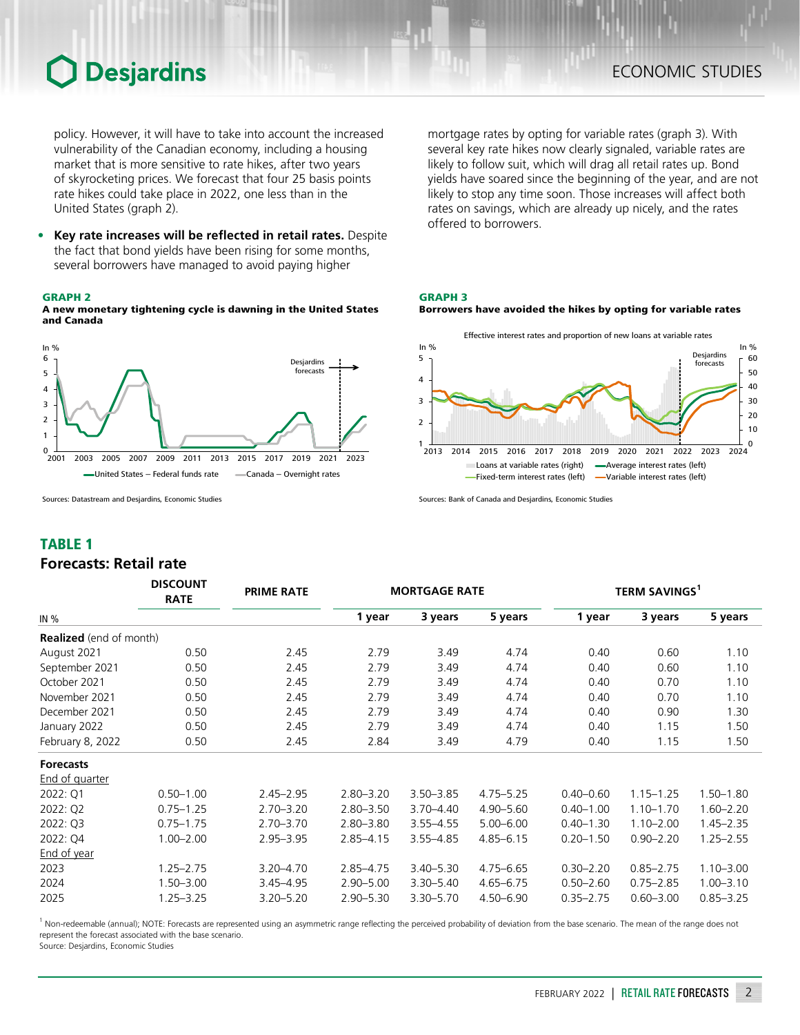policy. However, it will have to take into account the increased vulnerability of the Canadian economy, including a housing market that is more sensitive to rate hikes, after two years of skyrocketing prices. We forecast that four 25 basis points rate hikes could take place in 2022, one less than in the United States (graph 2).

- **Key rate increases will be reflected in retail rates.** Despite the fact that bond yields have been rising for some months, several borrowers have managed to avoid paying higher mortgage rates by opting for variable rates (graph 3). With several key rate hikes now clearly signaled, variable rates are likely to follow suit, which will drag all retail rates up. Bond yields have soared since the beginning of the year, and are not likely to stop any time soon. Those increases will affect both rates on savings, which are already up nicely, and the rates offered to borrowers.

**GRAPH 2**
**A new monetary tightening cycle is dawning in the United States and Canada**

Sources: Datastream and Desjardins, Economic Studies

**GRAPH 3**
**Borrowers have avoided the hikes by opting for variable rates**

Sources: Bank of Canada and Desjardins, Economic Studies

## TABLE 1
## Forecasts: Retail rate

| IN % | DISCOUNT RATE | PRIME RATE | MORTGAGE RATE | | | TERM SAVINGS[1] | | |
|---|---|---|---|---|---|---|---|---|
| | | | 1 year | 3 years | 5 years | 1 year | 3 years | 5 years |
| **Realized** (end of month) | | | | | | | | |
| August 2021 | 0.50 | 2.45 | 2.79 | 3.49 | 4.74 | 0.40 | 0.60 | 1.10 |
| September 2021 | 0.50 | 2.45 | 2.79 | 3.49 | 4.74 | 0.40 | 0.60 | 1.10 |
| October 2021 | 0.50 | 2.45 | 2.79 | 3.49 | 4.74 | 0.40 | 0.70 | 1.10 |
| November 2021 | 0.50 | 2.45 | 2.79 | 3.49 | 4.74 | 0.40 | 0.70 | 1.10 |
| December 2021 | 0.50 | 2.45 | 2.79 | 3.49 | 4.74 | 0.40 | 0.90 | 1.30 |
| January 2022 | 0.50 | 2.45 | 2.79 | 3.49 | 4.74 | 0.40 | 1.15 | 1.50 |
| February 8, 2022 | 0.50 | 2.45 | 2.84 | 3.49 | 4.79 | 0.40 | 1.15 | 1.50 |
| **Forecasts** | | | | | | | | |
| End of quarter | | | | | | | | |
| 2022: Q1 | 0.50–1.00 | 2.45–2.95 | 2.80–3.20 | 3.50–3.85 | 4.75–5.25 | 0.40–0.60 | 1.15–1.25 | 1.50–1.80 |
| 2022: Q2 | 0.75–1.25 | 2.70–3.20 | 2.80–3.50 | 3.70–4.40 | 4.90–5.60 | 0.40–1.00 | 1.10–1.70 | 1.60–2.20 |
| 2022: Q3 | 0.75–1.75 | 2.70–3.70 | 2.80–3.80 | 3.55–4.55 | 5.00–6.00 | 0.40–1.30 | 1.10–2.00 | 1.45–2.35 |
| 2022: Q4 | 1.00–2.00 | 2.95–3.95 | 2.85–4.15 | 3.55–4.85 | 4.85–6.15 | 0.20–1.50 | 0.90–2.20 | 1.25–2.55 |
| End of year | | | | | | | | |
| 2023 | 1.25–2.75 | 3.20–4.70 | 2.85–4.75 | 3.40–5.30 | 4.75–6.65 | 0.30–2.20 | 0.85–2.75 | 1.10–3.00 |
| 2024 | 1.50–3.00 | 3.45–4.95 | 2.90–5.00 | 3.30–5.40 | 4.65–6.75 | 0.50–2.60 | 0.75–2.85 | 1.00–3.10 |
| 2025 | 1.25–3.25 | 3.20–5.20 | 2.90–5.30 | 3.30–5.70 | 4.50–6.90 | 0.35–2.75 | 0.60–3.00 | 0.85–3.25 |

[1] Non-redeemable (annual); NOTE: Forecasts are represented using an asymmetric range reflecting the perceived probability of deviation from the base scenario. The mean of the range does not represent the forecast associated with the base scenario.
Source: Desjardins, Economic Studies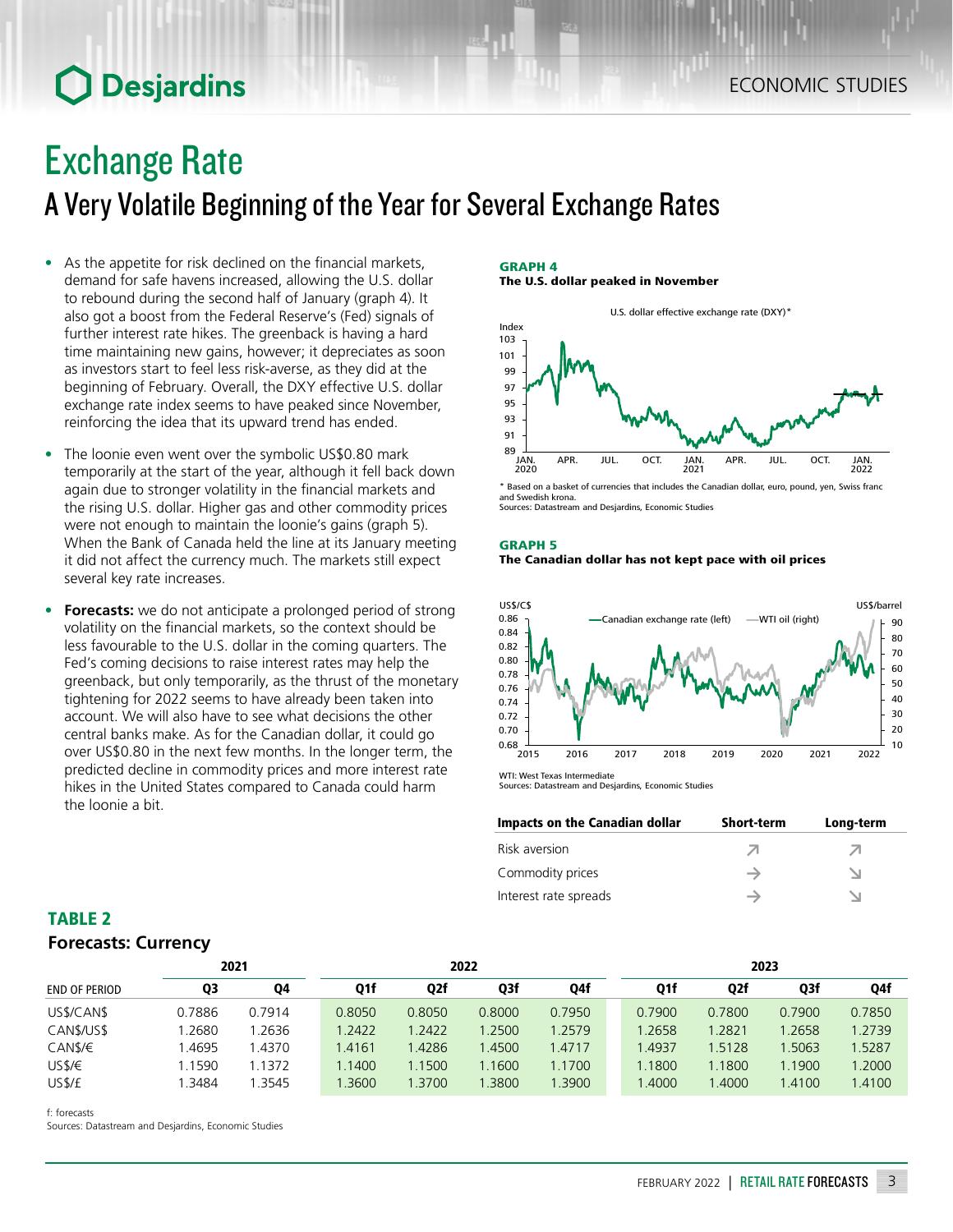# Exchange Rate

## A Very Volatile Beginning of the Year for Several Exchange Rates

- As the appetite for risk declined on the financial markets, demand for safe havens increased, allowing the U.S. dollar to rebound during the second half of January (graph 4). It also got a boost from the Federal Reserve's (Fed) signals of further interest rate hikes. The greenback is having a hard time maintaining new gains, however; it depreciates as soon as investors start to feel less risk-averse, as they did at the beginning of February. Overall, the DXY effective U.S. dollar exchange rate index seems to have peaked since November, reinforcing the idea that its upward trend has ended.
- The loonie even went over the symbolic US$0.80 mark temporarily at the start of the year, although it fell back down again due to stronger volatility in the financial markets and the rising U.S. dollar. Higher gas and other commodity prices were not enough to maintain the loonie's gains (graph 5). When the Bank of Canada held the line at its January meeting it did not affect the currency much. The markets still expect several key rate increases.
- **Forecasts:** we do not anticipate a prolonged period of strong volatility on the financial markets, so the context should be less favourable to the U.S. dollar in the coming quarters. The Fed's coming decisions to raise interest rates may help the greenback, but only temporarily, as the thrust of the monetary tightening for 2022 seems to have already been taken into account. We will also have to see what decisions the other central banks make. As for the Canadian dollar, it could go over US$0.80 in the next few months. In the longer term, the predicted decline in commodity prices and more interest rate hikes in the United States compared to Canada could harm the loonie a bit.

**GRAPH 4**
**The U.S. dollar peaked in November**

U.S. dollar effective exchange rate (DXY)*

\* Based on a basket of currencies that includes the Canadian dollar, euro, pound, yen, Swiss franc and Swedish krona.
Sources: Datastream and Desjardins, Economic Studies

**GRAPH 5**
**The Canadian dollar has not kept pace with oil prices**

WTI: West Texas Intermediate
Sources: Datastream and Desjardins, Economic Studies

| Impacts on the Canadian dollar | Short-term | Long-term |
|---|---|---|
| Risk aversion | ↗ | ↗ |
| Commodity prices | → | ↘ |
| Interest rate spreads | → | ↘ |

### TABLE 2
**Forecasts: Currency**

| | 2021 | | 2022 | | | | 2023 | | | |
|---|---|---|---|---|---|---|---|---|---|---|
| END OF PERIOD | Q3 | Q4 | Q1f | Q2f | Q3f | Q4f | Q1f | Q2f | Q3f | Q4f |
| US$/CAN$ | 0.7886 | 0.7914 | 0.8050 | 0.8050 | 0.8000 | 0.7950 | 0.7900 | 0.7800 | 0.7900 | 0.7850 |
| CAN$/US$ | 1.2680 | 1.2636 | 1.2422 | 1.2422 | 1.2500 | 1.2579 | 1.2658 | 1.2821 | 1.2658 | 1.2739 |
| CAN$/€ | 1.4695 | 1.4370 | 1.4161 | 1.4286 | 1.4500 | 1.4717 | 1.4937 | 1.5128 | 1.5063 | 1.5287 |
| US$/€ | 1.1590 | 1.1372 | 1.1400 | 1.1500 | 1.1600 | 1.1700 | 1.1800 | 1.1800 | 1.1900 | 1.2000 |
| US$/£ | 1.3484 | 1.3545 | 1.3600 | 1.3700 | 1.3800 | 1.3900 | 1.4000 | 1.4000 | 1.4100 | 1.4100 |

f: forecasts
Sources: Datastream and Desjardins, Economic Studies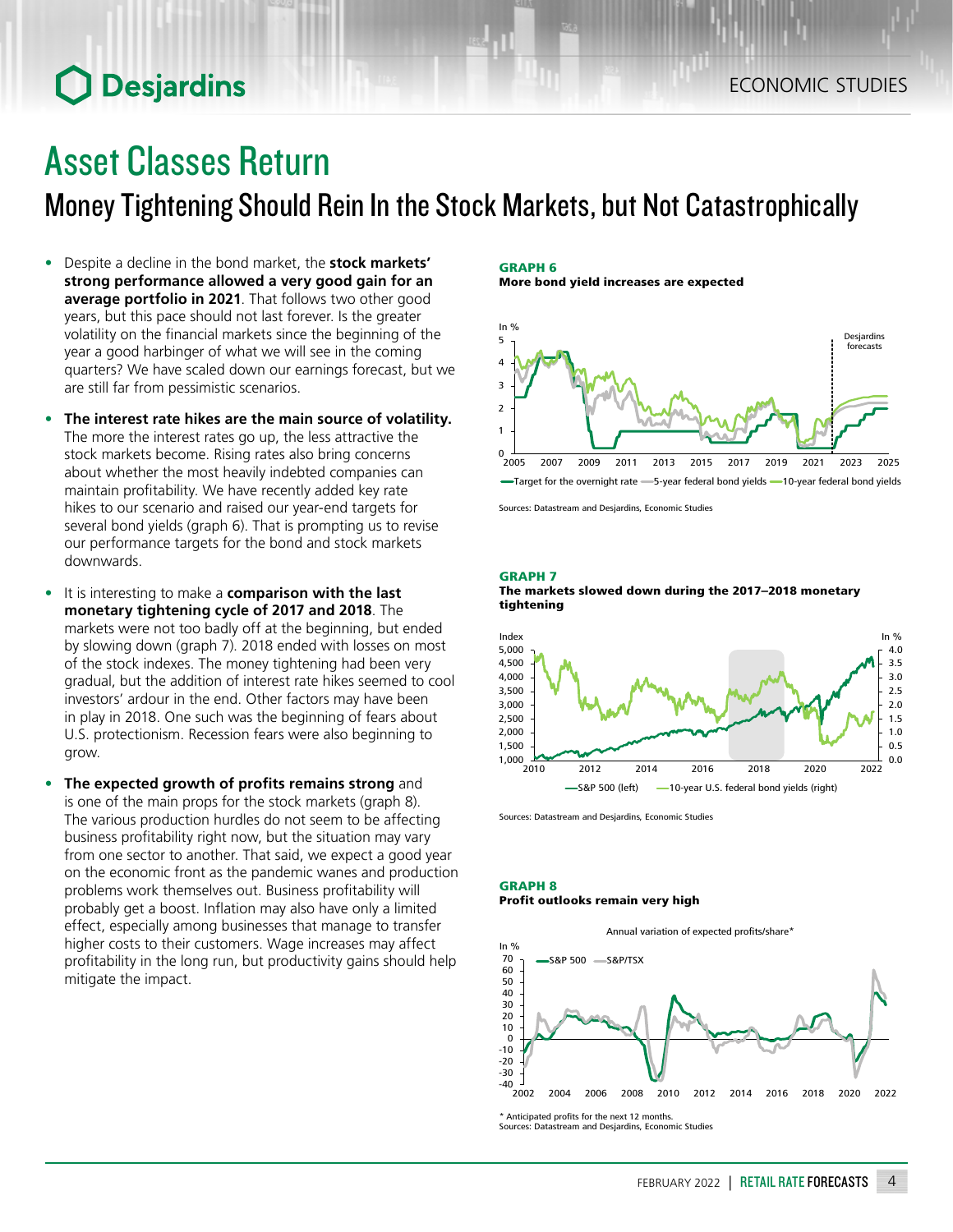# Asset Classes Return

## Money Tightening Should Rein In the Stock Markets, but Not Catastrophically

- Despite a decline in the bond market, the **stock markets' strong performance allowed a very good gain for an average portfolio in 2021**. That follows two other good years, but this pace should not last forever. Is the greater volatility on the financial markets since the beginning of the year a good harbinger of what we will see in the coming quarters? We have scaled down our earnings forecast, but we are still far from pessimistic scenarios.
- **The interest rate hikes are the main source of volatility.** The more the interest rates go up, the less attractive the stock markets become. Rising rates also bring concerns about whether the most heavily indebted companies can maintain profitability. We have recently added key rate hikes to our scenario and raised our year-end targets for several bond yields (graph 6). That is prompting us to revise our performance targets for the bond and stock markets downwards.
- It is interesting to make a **comparison with the last monetary tightening cycle of 2017 and 2018**. The markets were not too badly off at the beginning, but ended by slowing down (graph 7). 2018 ended with losses on most of the stock indexes. The money tightening had been very gradual, but the addition of interest rate hikes seemed to cool investors' ardour in the end. Other factors may have been in play in 2018. One such was the beginning of fears about U.S. protectionism. Recession fears were also beginning to grow.
- **The expected growth of profits remains strong** and is one of the main props for the stock markets (graph 8). The various production hurdles do not seem to be affecting business profitability right now, but the situation may vary from one sector to another. That said, we expect a good year on the economic front as the pandemic wanes and production problems work themselves out. Business profitability will probably get a boost. Inflation may also have only a limited effect, especially among businesses that manage to transfer higher costs to their customers. Wage increases may affect profitability in the long run, but productivity gains should help mitigate the impact.

**GRAPH 6**
**More bond yield increases are expected**

Sources: Datastream and Desjardins, Economic Studies

**GRAPH 7**
**The markets slowed down during the 2017–2018 monetary tightening**

Sources: Datastream and Desjardins, Economic Studies

**GRAPH 8**
**Profit outlooks remain very high**

\* Anticipated profits for the next 12 months.
Sources: Datastream and Desjardins, Economic Studies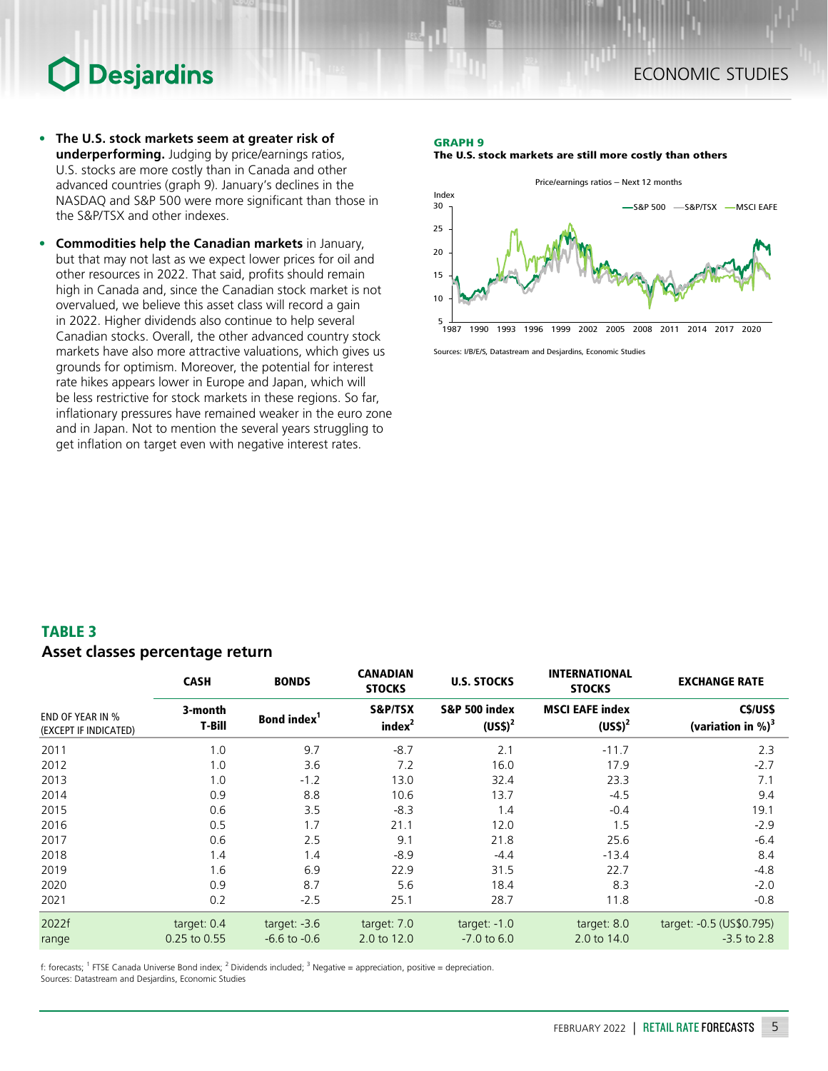- **The U.S. stock markets seem at greater risk of underperforming.** Judging by price/earnings ratios, U.S. stocks are more costly than in Canada and other advanced countries (graph 9). January's declines in the NASDAQ and S&P 500 were more significant than those in the S&P/TSX and other indexes.
- **Commodities help the Canadian markets** in January, but that may not last as we expect lower prices for oil and other resources in 2022. That said, profits should remain high in Canada and, since the Canadian stock market is not overvalued, we believe this asset class will record a gain in 2022. Higher dividends also continue to help several Canadian stocks. Overall, the other advanced country stock markets have also more attractive valuations, which gives us grounds for optimism. Moreover, the potential for interest rate hikes appears lower in Europe and Japan, which will be less restrictive for stock markets in these regions. So far, inflationary pressures have remained weaker in the euro zone and in Japan. Not to mention the several years struggling to get inflation on target even with negative interest rates.

**GRAPH 9**
**The U.S. stock markets are still more costly than others**

Price/earnings ratios – Next 12 months

Index

30
25
20
15
10
5

S&P 500 S&P/TSX MSCI EAFE

1987 1990 1993 1996 1999 2002 2005 2008 2011 2014 2017 2020

Sources: I/B/E/S, Datastream and Desjardins, Economic Studies

## TABLE 3
### Asset classes percentage return

| | CASH | BONDS | CANADIAN STOCKS | U.S. STOCKS | INTERNATIONAL STOCKS | EXCHANGE RATE |
|---|---|---|---|---|---|---|
| END OF YEAR IN % (EXCEPT IF INDICATED) | 3-month T-Bill | Bond index[1] | S&P/TSX index[2] | S&P 500 index (US$)[2] | MSCI EAFE index (US$)[2] | C$/US$ (variation in %)[3] |
| 2011 | 1.0 | 9.7 | -8.7 | 2.1 | -11.7 | 2.3 |
| 2012 | 1.0 | 3.6 | 7.2 | 16.0 | 17.9 | -2.7 |
| 2013 | 1.0 | -1.2 | 13.0 | 32.4 | 23.3 | 7.1 |
| 2014 | 0.9 | 8.8 | 10.6 | 13.7 | -4.5 | 9.4 |
| 2015 | 0.6 | 3.5 | -8.3 | 1.4 | -0.4 | 19.1 |
| 2016 | 0.5 | 1.7 | 21.1 | 12.0 | 1.5 | -2.9 |
| 2017 | 0.6 | 2.5 | 9.1 | 21.8 | 25.6 | -6.4 |
| 2018 | 1.4 | 1.4 | -8.9 | -4.4 | -13.4 | 8.4 |
| 2019 | 1.6 | 6.9 | 22.9 | 31.5 | 22.7 | -4.8 |
| 2020 | 0.9 | 8.7 | 5.6 | 18.4 | 8.3 | -2.0 |
| 2021 | 0.2 | -2.5 | 25.1 | 28.7 | 11.8 | -0.8 |
| 2022f | target: 0.4 | target: -3.6 | target: 7.0 | target: -1.0 | target: 8.0 | target: -0.5 (US$0.795) |
| range | 0.25 to 0.55 | -6.6 to -0.6 | 2.0 to 12.0 | -7.0 to 6.0 | 2.0 to 14.0 | -3.5 to 2.8 |

f: forecasts; [1] FTSE Canada Universe Bond index; [2] Dividends included; [3] Negative = appreciation, positive = depreciation.
Sources: Datastream and Desjardins, Economic Studies